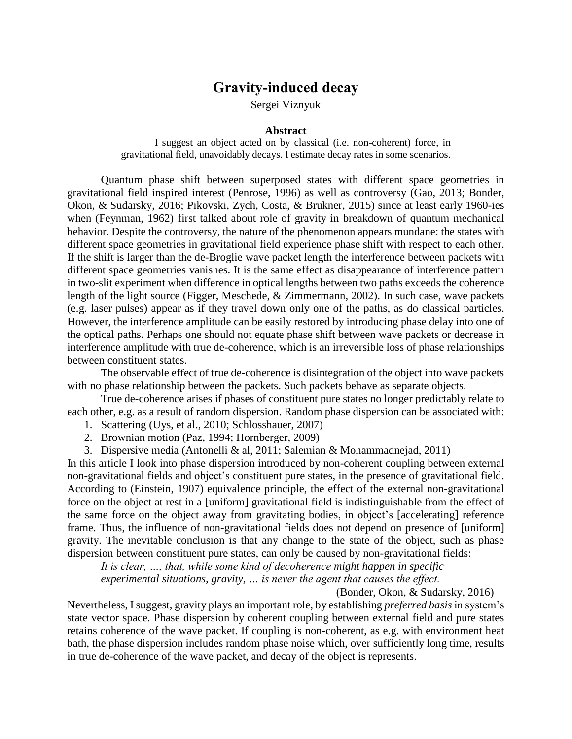# Gravity-induced decay

Sergei Viznyuk

### Abstract

I suggest an object acted on by classical (i.e. non-coherent) force, in gravitational field, unavoidably decays. I estimate decay rates in some scenarios.

Quantum phase shift between superposed states with different space geometries in gravitational field inspired interest (Penrose, 1996) as well as controversy (Gao, 2013; Bonder, Okon, & Sudarsky, 2016; Pikovski, Zych, Costa, & Brukner, 2015) since at least early 1960-ies when (Feynman, 1962) first talked about role of gravity in breakdown of quantum mechanical behavior. Despite the controversy, the nature of the phenomenon appears mundane: the states with different space geometries in gravitational field experience phase shift with respect to each other. If the shift is larger than the de-Broglie wave packet length the interference between packets with different space geometries vanishes. It is the same effect as disappearance of interference pattern in two-slit experiment when difference in optical lengths between two paths exceeds the coherence length of the light source (Figger, Meschede, & Zimmermann, 2002). In such case, wave packets (e.g. laser pulses) appear as if they travel down only one of the paths, as do classical particles. However, the interference amplitude can be easily restored by introducing phase delay into one of the optical paths. Perhaps one should not equate phase shift between wave packets or decrease in interference amplitude with true de-coherence, which is an irreversible loss of phase relationships between constituent states.

The observable effect of true de-coherence is disintegration of the object into wave packets with no phase relationship between the packets. Such packets behave as separate objects.

True de-coherence arises if phases of constituent pure states no longer predictably relate to each other, e.g. as a result of random dispersion. Random phase dispersion can be associated with:

1. Scattering (Uys, et al., 2010; Schlosshauer, 2007)
2. Brownian motion (Paz, 1994; Hornberger, 2009)
3. Dispersive media (Antonelli & al, 2011; Salemian & Mohammadnejad, 2011)

In this article I look into phase dispersion introduced by non-coherent coupling between external non-gravitational fields and object's constituent pure states, in the presence of gravitational field. According to (Einstein, 1907) equivalence principle, the effect of the external non-gravitational force on the object at rest in a [uniform] gravitational field is indistinguishable from the effect of the same force on the object away from gravitating bodies, in object's [accelerating] reference frame. Thus, the influence of non-gravitational fields does not depend on presence of [uniform] gravity. The inevitable conclusion is that any change to the state of the object, such as phase dispersion between constituent pure states, can only be caused by non-gravitational fields:

> *It is clear, …, that, while some kind of decoherence might happen in specific experimental situations, gravity, … is never the agent that causes the effect.*
>
> (Bonder, Okon, & Sudarsky, 2016)

Nevertheless, I suggest, gravity plays an important role, by establishing *preferred basis* in system's state vector space. Phase dispersion by coherent coupling between external field and pure states retains coherence of the wave packet. If coupling is non-coherent, as e.g. with environment heat bath, the phase dispersion includes random phase noise which, over sufficiently long time, results in true de-coherence of the wave packet, and decay of the object is represents.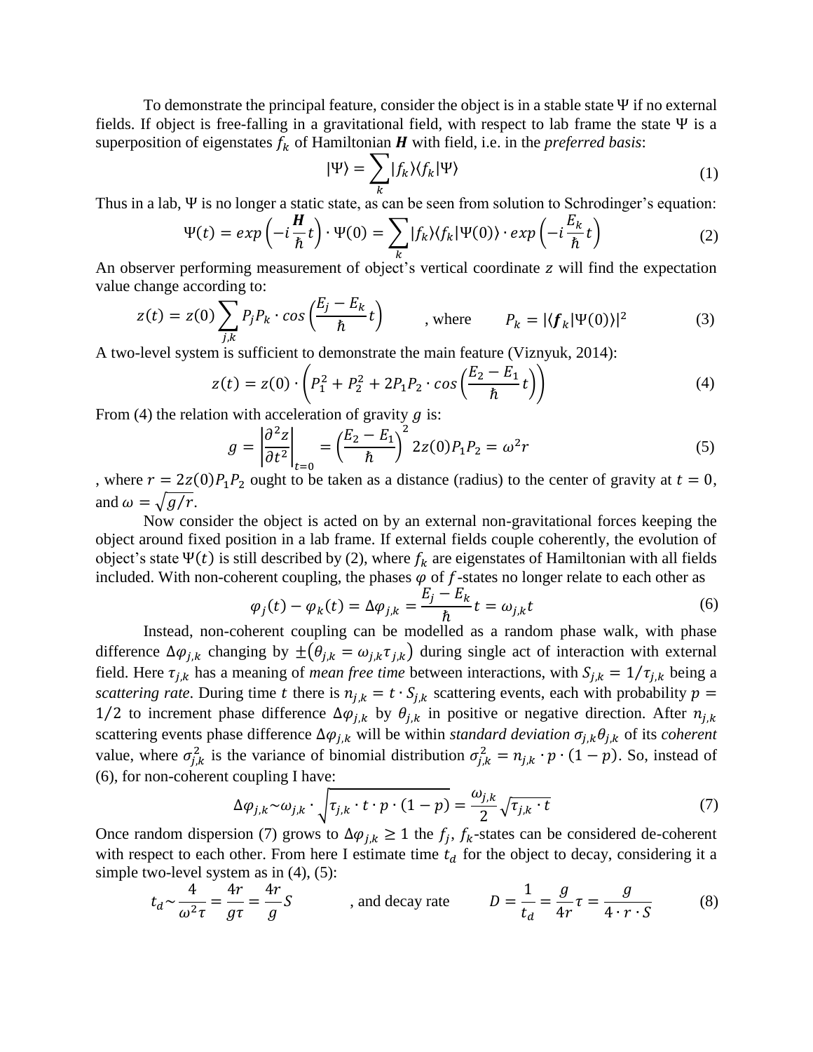To demonstrate the principal feature, consider the object is in a stable state $\Psi$ if no external fields. If object is free-falling in a gravitational field, with respect to lab frame the state $\Psi$ is a superposition of eigenstates $f_k$ of Hamiltonian $\boldsymbol{H}$ with field, i.e. in the *preferred basis*:

$$|\Psi\rangle = \sum_k |f_k\rangle\langle f_k|\Psi\rangle \tag{1}$$

Thus in a lab, $\Psi$ is no longer a static state, as can be seen from solution to Schrodinger's equation:

$$\Psi(t) = exp\left(-i\frac{\boldsymbol{H}}{\hbar}t\right)\cdot\Psi(0) = \sum_k |f_k\rangle\langle f_k|\Psi(0)\rangle \cdot exp\left(-i\frac{E_k}{\hbar}t\right) \tag{2}$$

An observer performing measurement of object's vertical coordinate $z$ will find the expectation value change according to:

$$z(t) = z(0)\sum_{j,k} P_j P_k \cdot cos\left(\frac{E_j - E_k}{\hbar}t\right) \qquad \text{, where} \qquad P_k = |\langle \boldsymbol{f}_k|\Psi(0)\rangle|^2 \tag{3}$$

A two-level system is sufficient to demonstrate the main feature (Viznyuk, 2014):

$$z(t) = z(0)\cdot\left(P_1^2 + P_2^2 + 2P_1P_2\cdot cos\left(\frac{E_2 - E_1}{\hbar}t\right)\right) \tag{4}$$

From (4) the relation with acceleration of gravity $g$ is:

$$g = \left|\frac{\partial^2 z}{\partial t^2}\right|_{t=0} = \left(\frac{E_2 - E_1}{\hbar}\right)^2 2z(0)P_1P_2 = \omega^2 r \tag{5}$$

, where $r = 2z(0)P_1P_2$ ought to be taken as a distance (radius) to the center of gravity at $t = 0$, and $\omega = \sqrt{g/r}$.

Now consider the object is acted on by an external non-gravitational forces keeping the object around fixed position in a lab frame. If external fields couple coherently, the evolution of object's state $\Psi(t)$ is still described by (2), where $f_k$ are eigenstates of Hamiltonian with all fields included. With non-coherent coupling, the phases $\varphi$ of $f$-states no longer relate to each other as

$$\varphi_j(t) - \varphi_k(t) = \Delta\varphi_{j,k} = \frac{E_j - E_k}{\hbar}t = \omega_{j,k}t \tag{6}$$

Instead, non-coherent coupling can be modelled as a random phase walk, with phase difference $\Delta\varphi_{j,k}$ changing by $\pm(\theta_{j,k} = \omega_{j,k}\tau_{j,k})$ during single act of interaction with external field. Here $\tau_{j,k}$ has a meaning of *mean free time* between interactions, with $S_{j,k} = 1/\tau_{j,k}$ being a *scattering rate*. During time $t$ there is $n_{j,k} = t\cdot S_{j,k}$ scattering events, each with probability $p = 1/2$ to increment phase difference $\Delta\varphi_{j,k}$ by $\theta_{j,k}$ in positive or negative direction. After $n_{j,k}$ scattering events phase difference $\Delta\varphi_{j,k}$ will be within *standard deviation* $\sigma_{j,k}\theta_{j,k}$ of its *coherent* value, where $\sigma_{j,k}^2$ is the variance of binomial distribution $\sigma_{j,k}^2 = n_{j,k}\cdot p\cdot(1-p)$. So, instead of (6), for non-coherent coupling I have:

$$\Delta\varphi_{j,k} \sim \omega_{j,k}\cdot\sqrt{\tau_{j,k}\cdot t\cdot p\cdot(1-p)} = \frac{\omega_{j,k}}{2}\sqrt{\tau_{j,k}\cdot t} \tag{7}$$

Once random dispersion (7) grows to $\Delta\varphi_{j,k} \geq 1$ the $f_j$, $f_k$-states can be considered de-coherent with respect to each other. From here I estimate time $t_d$ for the object to decay, considering it a simple two-level system as in (4), (5):

$$t_d \sim \frac{4}{\omega^2\tau} = \frac{4r}{g\tau} = \frac{4r}{g}S \qquad \text{, and decay rate} \qquad D = \frac{1}{t_d} = \frac{g}{4r}\tau = \frac{g}{4\cdot r\cdot S} \tag{8}$$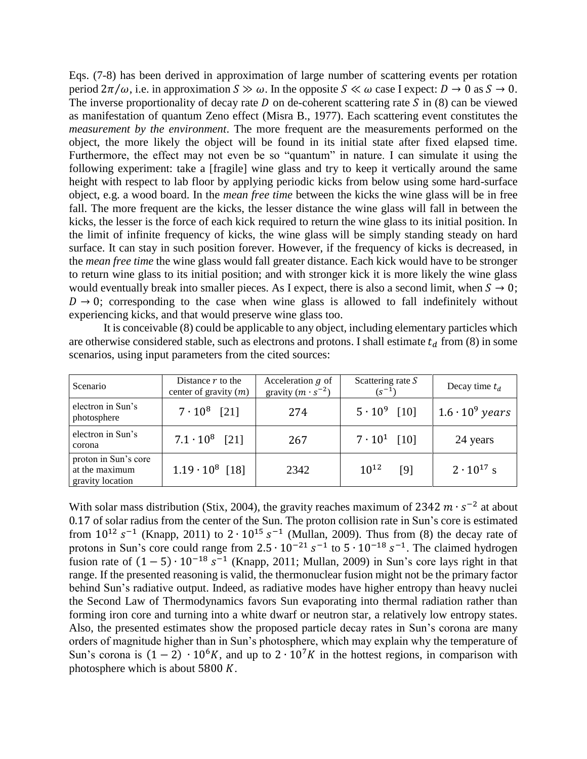Eqs. (7-8) has been derived in approximation of large number of scattering events per rotation period $2\pi/\omega$, i.e. in approximation $S \gg \omega$. In the opposite $S \ll \omega$ case I expect: $D \to 0$ as $S \to 0$. The inverse proportionality of decay rate $D$ on de-coherent scattering rate $S$ in (8) can be viewed as manifestation of quantum Zeno effect (Misra B., 1977). Each scattering event constitutes the *measurement by the environment*. The more frequent are the measurements performed on the object, the more likely the object will be found in its initial state after fixed elapsed time. Furthermore, the effect may not even be so "quantum" in nature. I can simulate it using the following experiment: take a [fragile] wine glass and try to keep it vertically around the same height with respect to lab floor by applying periodic kicks from below using some hard-surface object, e.g. a wood board. In the *mean free time* between the kicks the wine glass will be in free fall. The more frequent are the kicks, the lesser distance the wine glass will fall in between the kicks, the lesser is the force of each kick required to return the wine glass to its initial position. In the limit of infinite frequency of kicks, the wine glass will be simply standing steady on hard surface. It can stay in such position forever. However, if the frequency of kicks is decreased, in the *mean free time* the wine glass would fall greater distance. Each kick would have to be stronger to return wine glass to its initial position; and with stronger kick it is more likely the wine glass would eventually break into smaller pieces. As I expect, there is also a second limit, when $S \to 0$; $D \to 0$; corresponding to the case when wine glass is allowed to fall indefinitely without experiencing kicks, and that would preserve wine glass too.

It is conceivable (8) could be applicable to any object, including elementary particles which are otherwise considered stable, such as electrons and protons. I shall estimate $t_d$ from (8) in some scenarios, using input parameters from the cited sources:

| Scenario | Distance $r$ to the center of gravity ($m$) | Acceleration $g$ of gravity ($m \cdot s^{-2}$) | Scattering rate $S$ ($s^{-1}$) | Decay time $t_d$ |
|---|---|---|---|---|
| electron in Sun's photosphere | $7 \cdot 10^8$ [21] | 274 | $5 \cdot 10^9$ [10] | $1.6 \cdot 10^9$ *years* |
| electron in Sun's corona | $7.1 \cdot 10^8$ [21] | 267 | $7 \cdot 10^1$ [10] | 24 years |
| proton in Sun's core at the maximum gravity location | $1.19 \cdot 10^8$ [18] | 2342 | $10^{12}$ [9] | $2 \cdot 10^{17}$ s |

With solar mass distribution (Stix, 2004), the gravity reaches maximum of $2342\ m \cdot s^{-2}$ at about 0.17 of solar radius from the center of the Sun. The proton collision rate in Sun's core is estimated from $10^{12}\ s^{-1}$ (Knapp, 2011) to $2 \cdot 10^{15}\ s^{-1}$ (Mullan, 2009). Thus from (8) the decay rate of protons in Sun's core could range from $2.5 \cdot 10^{-21}\ s^{-1}$ to $5 \cdot 10^{-18}\ s^{-1}$. The claimed hydrogen fusion rate of $(1 - 5) \cdot 10^{-18}\ s^{-1}$ (Knapp, 2011; Mullan, 2009) in Sun's core lays right in that range. If the presented reasoning is valid, the thermonuclear fusion might not be the primary factor behind Sun's radiative output. Indeed, as radiative modes have higher entropy than heavy nuclei the Second Law of Thermodynamics favors Sun evaporating into thermal radiation rather than forming iron core and turning into a white dwarf or neutron star, a relatively low entropy states. Also, the presented estimates show the proposed particle decay rates in Sun's corona are many orders of magnitude higher than in Sun's photosphere, which may explain why the temperature of Sun's corona is $(1 - 2) \cdot 10^6 K$, and up to $2 \cdot 10^7 K$ in the hottest regions, in comparison with photosphere which is about $5800\ K$.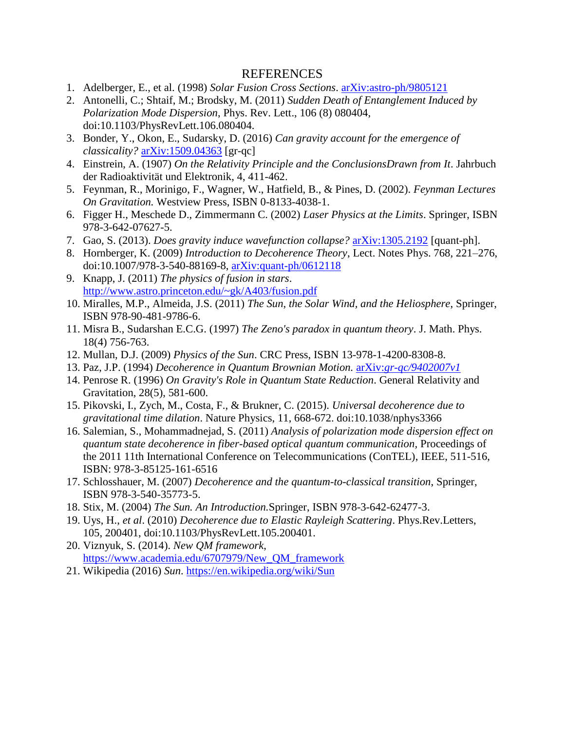# REFERENCES

1. Adelberger, E., et al. (1998) *Solar Fusion Cross Sections*. arXiv:astro-ph/9805121
2. Antonelli, C.; Shtaif, M.; Brodsky, M. (2011) *Sudden Death of Entanglement Induced by Polarization Mode Dispersion*, Phys. Rev. Lett., 106 (8) 080404, doi:10.1103/PhysRevLett.106.080404.
3. Bonder, Y., Okon, E., Sudarsky, D. (2016) *Can gravity account for the emergence of classicality?* arXiv:1509.04363 [gr-qc]
4. Einstrein, A. (1907) *On the Relativity Principle and the ConclusionsDrawn from It*. Jahrbuch der Radioaktivität und Elektronik, 4, 411-462.
5. Feynman, R., Morinigo, F., Wagner, W., Hatfield, B., & Pines, D. (2002). *Feynman Lectures On Gravitation.* Westview Press, ISBN 0-8133-4038-1.
6. Figger H., Meschede D., Zimmermann C. (2002) *Laser Physics at the Limits*. Springer, ISBN 978-3-642-07627-5.
7. Gao, S. (2013). *Does gravity induce wavefunction collapse?* arXiv:1305.2192 [quant-ph].
8. Hornberger, K. (2009) *Introduction to Decoherence Theory*, Lect. Notes Phys. 768, 221–276, doi:10.1007/978-3-540-88169-8, arXiv:quant-ph/0612118
9. Knapp, J. (2011) *The physics of fusion in stars*. http://www.astro.princeton.edu/~gk/A403/fusion.pdf
10. Miralles, M.P., Almeida, J.S. (2011) *The Sun, the Solar Wind, and the Heliosphere*, Springer, ISBN 978-90-481-9786-6.
11. Misra B., Sudarshan E.C.G. (1997) *The Zeno's paradox in quantum theory*. J. Math. Phys. 18(4) 756-763.
12. Mullan, D.J. (2009) *Physics of the Sun*. CRC Press, ISBN 13-978-1-4200-8308-8.
13. Paz, J.P. (1994) *Decoherence in Quantum Brownian Motion.* arXiv:*gr-qc/9402007v1*
14. Penrose R. (1996) *On Gravity's Role in Quantum State Reduction*. General Relativity and Gravitation, 28(5), 581-600.
15. Pikovski, I., Zych, M., Costa, F., & Brukner, C. (2015). *Universal decoherence due to gravitational time dilation*. Nature Physics, 11, 668-672. doi:10.1038/nphys3366
16. Salemian, S., Mohammadnejad, S. (2011) *Analysis of polarization mode dispersion effect on quantum state decoherence in fiber-based optical quantum communication,* Proceedings of the 2011 11th International Conference on Telecommunications (ConTEL), IEEE, 511-516, ISBN: 978-3-85125-161-6516
17. Schlosshauer, M. (2007) *Decoherence and the quantum-to-classical transition*, Springer, ISBN 978-3-540-35773-5.
18. Stix, M. (2004) *The Sun. An Introduction.*Springer, ISBN 978-3-642-62477-3.
19. Uys, H., *et al*. (2010) *Decoherence due to Elastic Rayleigh Scattering*. Phys.Rev.Letters, 105, 200401, doi:10.1103/PhysRevLett.105.200401.
20. Viznyuk, S. (2014). *New QM framework*, https://www.academia.edu/6707979/New_QM_framework
21. Wikipedia (2016) *Sun*. https://en.wikipedia.org/wiki/Sun